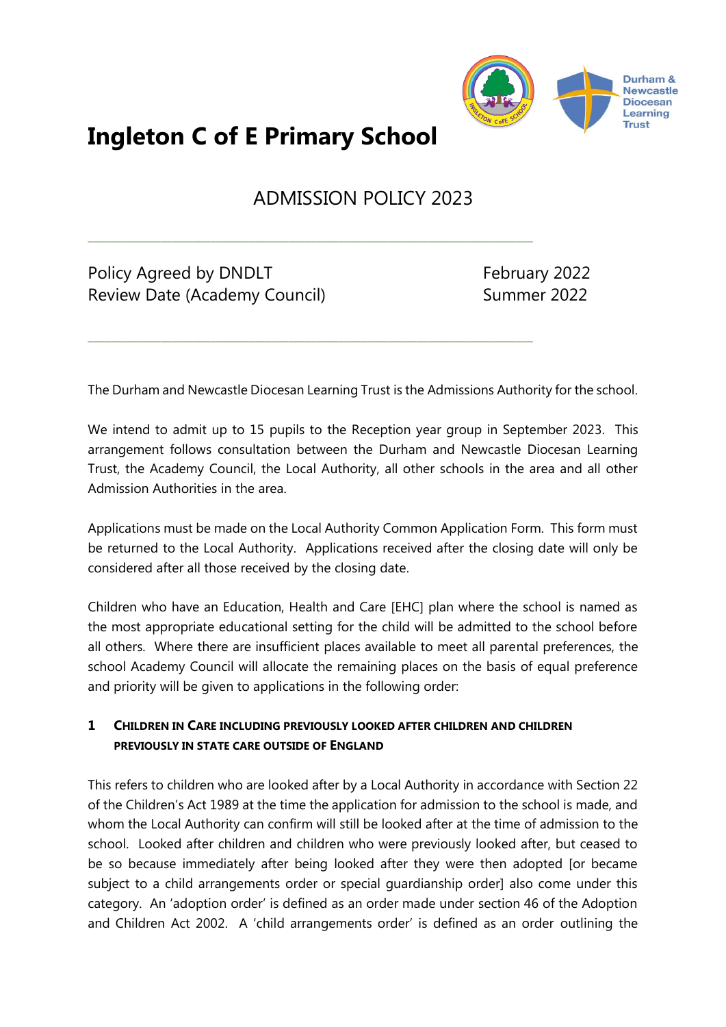# Ingleton C of E Primary School

## ADMISSION POLICY 2023

---

Policy Agreed by DNDLT February 2022
Review Date (Academy Council) Summer 2022

---

The Durham and Newcastle Diocesan Learning Trust is the Admissions Authority for the school.

We intend to admit up to 15 pupils to the Reception year group in September 2023. This arrangement follows consultation between the Durham and Newcastle Diocesan Learning Trust, the Academy Council, the Local Authority, all other schools in the area and all other Admission Authorities in the area.

Applications must be made on the Local Authority Common Application Form. This form must be returned to the Local Authority. Applications received after the closing date will only be considered after all those received by the closing date.

Children who have an Education, Health and Care [EHC] plan where the school is named as the most appropriate educational setting for the child will be admitted to the school before all others. Where there are insufficient places available to meet all parental preferences, the school Academy Council will allocate the remaining places on the basis of equal preference and priority will be given to applications in the following order:

### 1 CHILDREN IN CARE INCLUDING PREVIOUSLY LOOKED AFTER CHILDREN AND CHILDREN PREVIOUSLY IN STATE CARE OUTSIDE OF ENGLAND

This refers to children who are looked after by a Local Authority in accordance with Section 22 of the Children's Act 1989 at the time the application for admission to the school is made, and whom the Local Authority can confirm will still be looked after at the time of admission to the school. Looked after children and children who were previously looked after, but ceased to be so because immediately after being looked after they were then adopted [or became subject to a child arrangements order or special guardianship order] also come under this category. An 'adoption order' is defined as an order made under section 46 of the Adoption and Children Act 2002. A 'child arrangements order' is defined as an order outlining the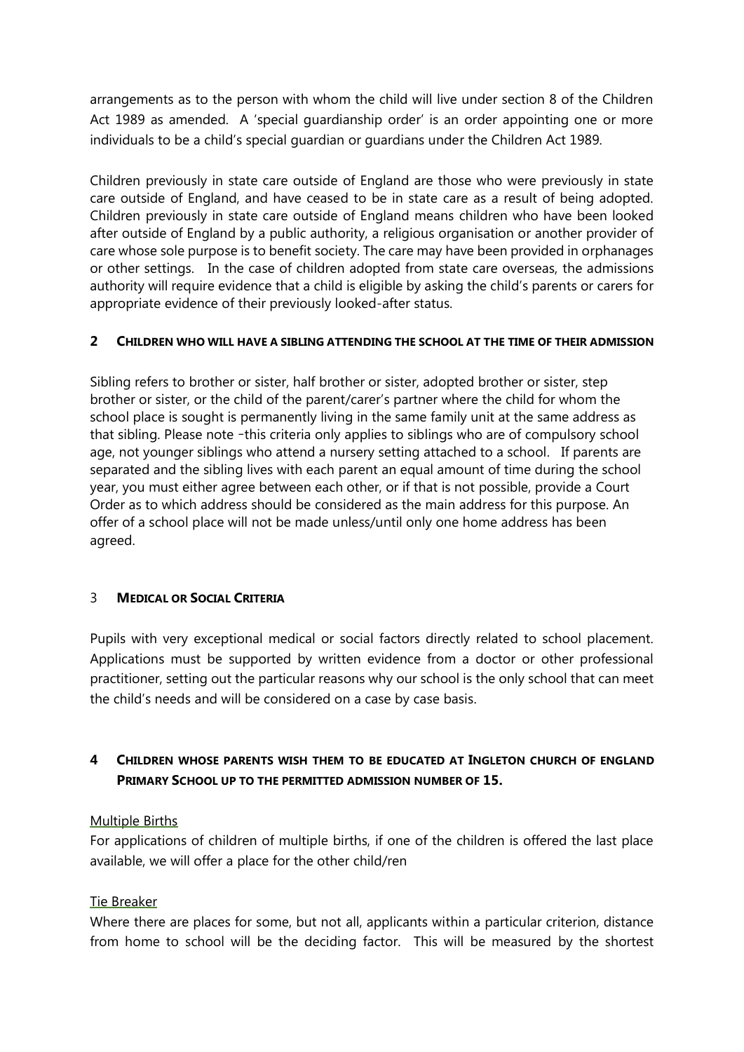arrangements as to the person with whom the child will live under section 8 of the Children Act 1989 as amended. A 'special guardianship order' is an order appointing one or more individuals to be a child's special guardian or guardians under the Children Act 1989.

Children previously in state care outside of England are those who were previously in state care outside of England, and have ceased to be in state care as a result of being adopted. Children previously in state care outside of England means children who have been looked after outside of England by a public authority, a religious organisation or another provider of care whose sole purpose is to benefit society. The care may have been provided in orphanages or other settings. In the case of children adopted from state care overseas, the admissions authority will require evidence that a child is eligible by asking the child's parents or carers for appropriate evidence of their previously looked-after status.

## 2 CHILDREN WHO WILL HAVE A SIBLING ATTENDING THE SCHOOL AT THE TIME OF THEIR ADMISSION

Sibling refers to brother or sister, half brother or sister, adopted brother or sister, step brother or sister, or the child of the parent/carer's partner where the child for whom the school place is sought is permanently living in the same family unit at the same address as that sibling. Please note -this criteria only applies to siblings who are of compulsory school age, not younger siblings who attend a nursery setting attached to a school. If parents are separated and the sibling lives with each parent an equal amount of time during the school year, you must either agree between each other, or if that is not possible, provide a Court Order as to which address should be considered as the main address for this purpose. An offer of a school place will not be made unless/until only one home address has been agreed.

## 3 MEDICAL OR SOCIAL CRITERIA

Pupils with very exceptional medical or social factors directly related to school placement. Applications must be supported by written evidence from a doctor or other professional practitioner, setting out the particular reasons why our school is the only school that can meet the child's needs and will be considered on a case by case basis.

## 4 CHILDREN WHOSE PARENTS WISH THEM TO BE EDUCATED AT INGLETON CHURCH OF ENGLAND PRIMARY SCHOOL UP TO THE PERMITTED ADMISSION NUMBER OF 15.

Multiple Births

For applications of children of multiple births, if one of the children is offered the last place available, we will offer a place for the other child/ren

Tie Breaker

Where there are places for some, but not all, applicants within a particular criterion, distance from home to school will be the deciding factor. This will be measured by the shortest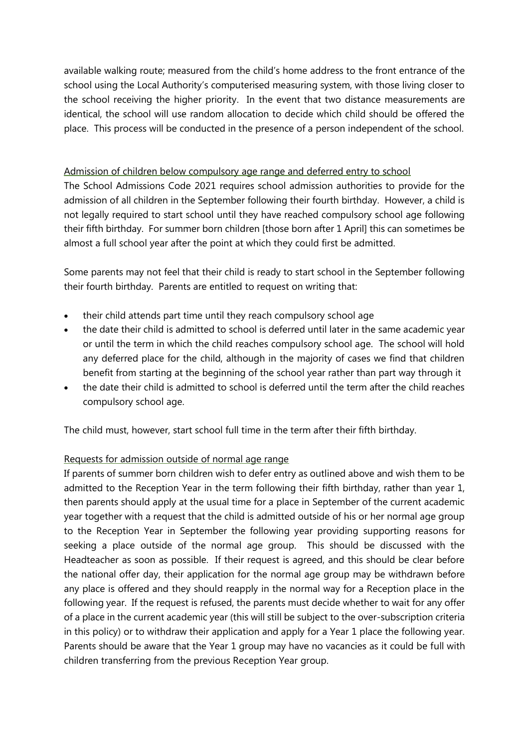available walking route; measured from the child's home address to the front entrance of the school using the Local Authority's computerised measuring system, with those living closer to the school receiving the higher priority. In the event that two distance measurements are identical, the school will use random allocation to decide which child should be offered the place. This process will be conducted in the presence of a person independent of the school.

## Admission of children below compulsory age range and deferred entry to school

The School Admissions Code 2021 requires school admission authorities to provide for the admission of all children in the September following their fourth birthday. However, a child is not legally required to start school until they have reached compulsory school age following their fifth birthday. For summer born children [those born after 1 April] this can sometimes be almost a full school year after the point at which they could first be admitted.

Some parents may not feel that their child is ready to start school in the September following their fourth birthday. Parents are entitled to request on writing that:

- their child attends part time until they reach compulsory school age
- the date their child is admitted to school is deferred until later in the same academic year or until the term in which the child reaches compulsory school age. The school will hold any deferred place for the child, although in the majority of cases we find that children benefit from starting at the beginning of the school year rather than part way through it
- the date their child is admitted to school is deferred until the term after the child reaches compulsory school age.

The child must, however, start school full time in the term after their fifth birthday.

## Requests for admission outside of normal age range

If parents of summer born children wish to defer entry as outlined above and wish them to be admitted to the Reception Year in the term following their fifth birthday, rather than year 1, then parents should apply at the usual time for a place in September of the current academic year together with a request that the child is admitted outside of his or her normal age group to the Reception Year in September the following year providing supporting reasons for seeking a place outside of the normal age group. This should be discussed with the Headteacher as soon as possible. If their request is agreed, and this should be clear before the national offer day, their application for the normal age group may be withdrawn before any place is offered and they should reapply in the normal way for a Reception place in the following year. If the request is refused, the parents must decide whether to wait for any offer of a place in the current academic year (this will still be subject to the over-subscription criteria in this policy) or to withdraw their application and apply for a Year 1 place the following year. Parents should be aware that the Year 1 group may have no vacancies as it could be full with children transferring from the previous Reception Year group.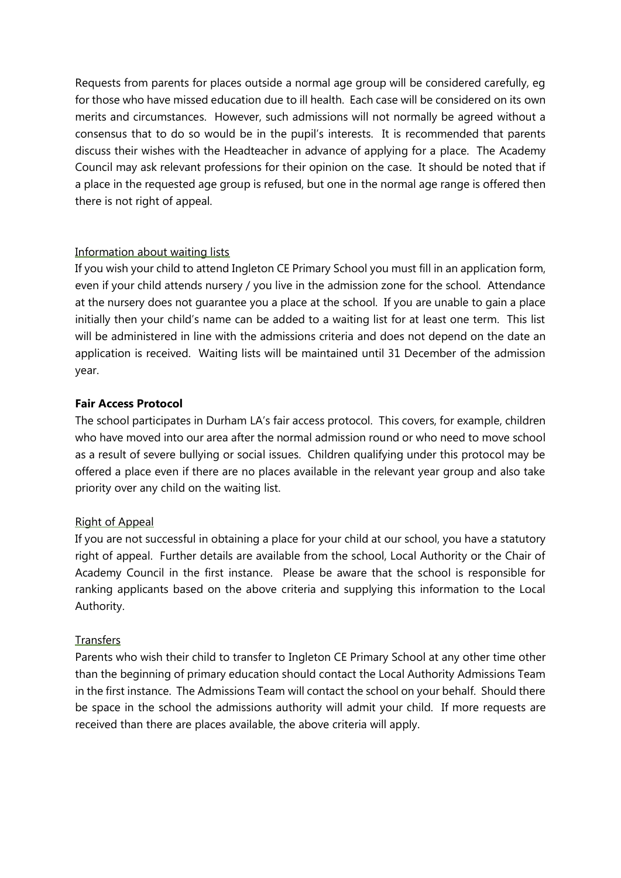Requests from parents for places outside a normal age group will be considered carefully, eg for those who have missed education due to ill health. Each case will be considered on its own merits and circumstances. However, such admissions will not normally be agreed without a consensus that to do so would be in the pupil's interests. It is recommended that parents discuss their wishes with the Headteacher in advance of applying for a place. The Academy Council may ask relevant professions for their opinion on the case. It should be noted that if a place in the requested age group is refused, but one in the normal age range is offered then there is not right of appeal.

Information about waiting lists

If you wish your child to attend Ingleton CE Primary School you must fill in an application form, even if your child attends nursery / you live in the admission zone for the school. Attendance at the nursery does not guarantee you a place at the school. If you are unable to gain a place initially then your child's name can be added to a waiting list for at least one term. This list will be administered in line with the admissions criteria and does not depend on the date an application is received. Waiting lists will be maintained until 31 December of the admission year.

**Fair Access Protocol**

The school participates in Durham LA's fair access protocol. This covers, for example, children who have moved into our area after the normal admission round or who need to move school as a result of severe bullying or social issues. Children qualifying under this protocol may be offered a place even if there are no places available in the relevant year group and also take priority over any child on the waiting list.

Right of Appeal

If you are not successful in obtaining a place for your child at our school, you have a statutory right of appeal. Further details are available from the school, Local Authority or the Chair of Academy Council in the first instance. Please be aware that the school is responsible for ranking applicants based on the above criteria and supplying this information to the Local Authority.

Transfers

Parents who wish their child to transfer to Ingleton CE Primary School at any other time other than the beginning of primary education should contact the Local Authority Admissions Team in the first instance. The Admissions Team will contact the school on your behalf. Should there be space in the school the admissions authority will admit your child. If more requests are received than there are places available, the above criteria will apply.